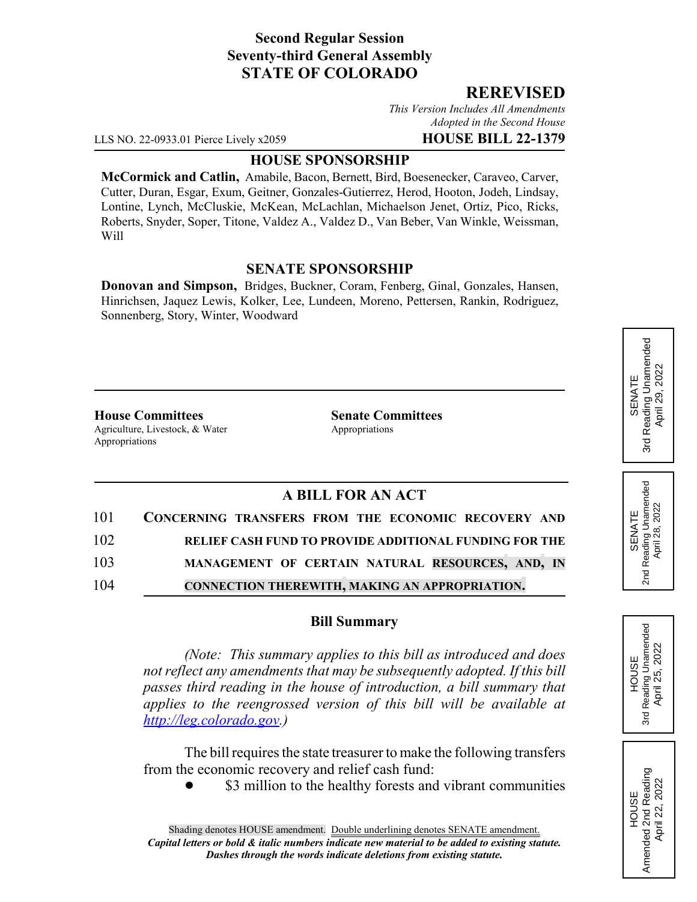**Second Regular Session**
**Seventy-third General Assembly**
**STATE OF COLORADO**

## REREVISED

*This Version Includes All Amendments Adopted in the Second House*

LLS NO. 22-0933.01 Pierce Lively x2059 **HOUSE BILL 22-1379**

**HOUSE SPONSORSHIP**

**McCormick and Catlin,** Amabile, Bacon, Bernett, Bird, Boesenecker, Caraveo, Carver, Cutter, Duran, Esgar, Exum, Geitner, Gonzales-Gutierrez, Herod, Hooton, Jodeh, Lindsay, Lontine, Lynch, McCluskie, McKean, McLachlan, Michaelson Jenet, Ortiz, Pico, Ricks, Roberts, Snyder, Soper, Titone, Valdez A., Valdez D., Van Beber, Van Winkle, Weissman, Will

**SENATE SPONSORSHIP**

**Donovan and Simpson,** Bridges, Buckner, Coram, Fenberg, Ginal, Gonzales, Hansen, Hinrichsen, Jaquez Lewis, Kolker, Lee, Lundeen, Moreno, Pettersen, Rankin, Rodriguez, Sonnenberg, Story, Winter, Woodward

SENATE 3rd Reading Unamended April 29, 2022

SENATE 2nd Reading Unamended April 28, 2022

HOUSE 3rd Reading Unamended April 25, 2022

HOUSE Amended 2nd Reading April 22, 2022

**House Committees**
Agriculture, Livestock, & Water
Appropriations

**Senate Committees**
Appropriations

**A BILL FOR AN ACT**

101 CONCERNING TRANSFERS FROM THE ECONOMIC RECOVERY AND
102 RELIEF CASH FUND TO PROVIDE ADDITIONAL FUNDING FOR THE
103 MANAGEMENT OF CERTAIN NATURAL RESOURCES, AND, IN
104 CONNECTION THEREWITH, MAKING AN APPROPRIATION.

**Bill Summary**

*(Note: This summary applies to this bill as introduced and does not reflect any amendments that may be subsequently adopted. If this bill passes third reading in the house of introduction, a bill summary that applies to the reengrossed version of this bill will be available at http://leg.colorado.gov.)*

The bill requires the state treasurer to make the following transfers from the economic recovery and relief cash fund:

- $3 million to the healthy forests and vibrant communities

Shading denotes HOUSE amendment. Double underlining denotes SENATE amendment.
*Capital letters or bold & italic numbers indicate new material to be added to existing statute.*
*Dashes through the words indicate deletions from existing statute.*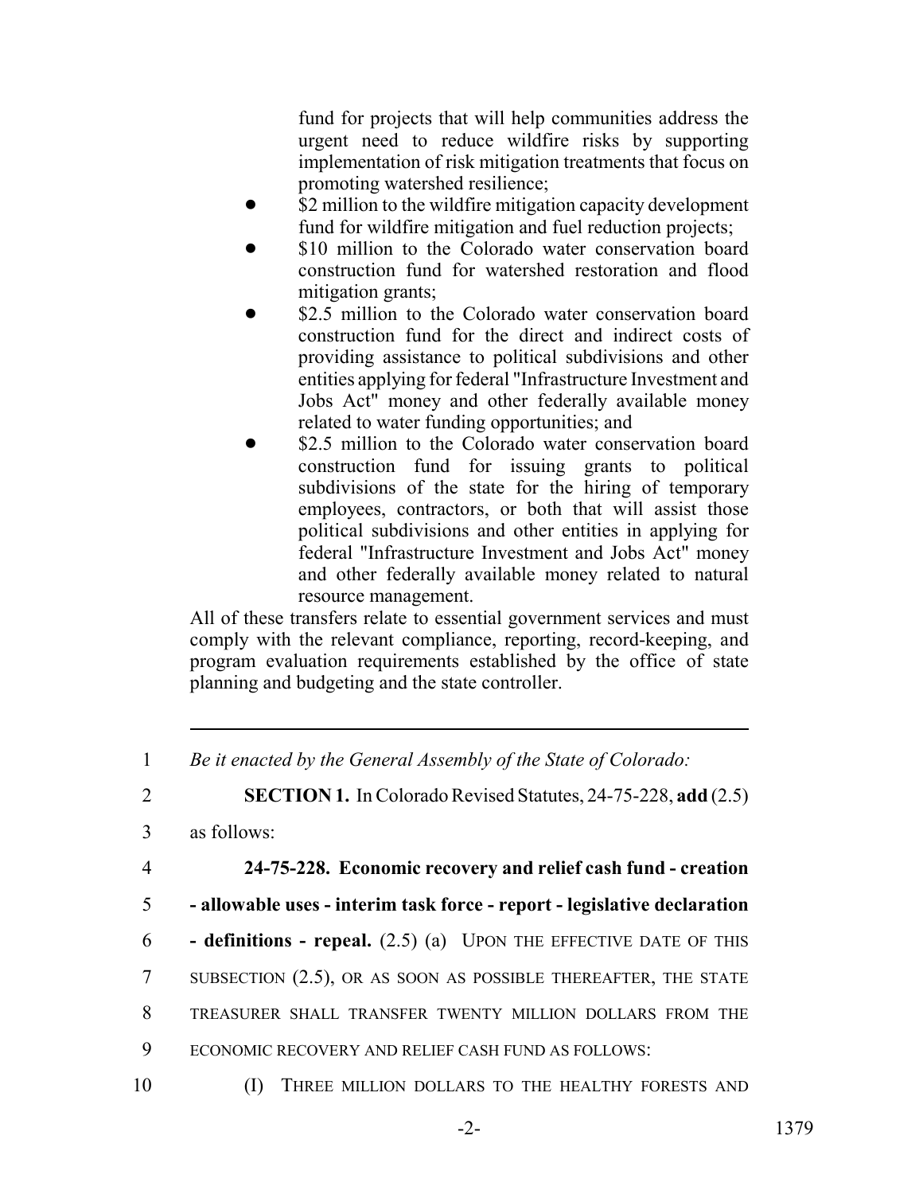fund for projects that will help communities address the urgent need to reduce wildfire risks by supporting implementation of risk mitigation treatments that focus on promoting watershed resilience;

- $2 million to the wildfire mitigation capacity development fund for wildfire mitigation and fuel reduction projects;
- $10 million to the Colorado water conservation board construction fund for watershed restoration and flood mitigation grants;
- $2.5 million to the Colorado water conservation board construction fund for the direct and indirect costs of providing assistance to political subdivisions and other entities applying for federal "Infrastructure Investment and Jobs Act" money and other federally available money related to water funding opportunities; and
- $2.5 million to the Colorado water conservation board construction fund for issuing grants to political subdivisions of the state for the hiring of temporary employees, contractors, or both that will assist those political subdivisions and other entities in applying for federal "Infrastructure Investment and Jobs Act" money and other federally available money related to natural resource management.

All of these transfers relate to essential government services and must comply with the relevant compliance, reporting, record-keeping, and program evaluation requirements established by the office of state planning and budgeting and the state controller.

---

1 *Be it enacted by the General Assembly of the State of Colorado:*

2 **SECTION 1.** In Colorado Revised Statutes, 24-75-228, **add** (2.5)

3 as follows:

4 **24-75-228. Economic recovery and relief cash fund - creation**

5 **- allowable uses - interim task force - report - legislative declaration**

6 **- definitions - repeal.** (2.5) (a) UPON THE EFFECTIVE DATE OF THIS

7 SUBSECTION (2.5), OR AS SOON AS POSSIBLE THEREAFTER, THE STATE

8 TREASURER SHALL TRANSFER TWENTY MILLION DOLLARS FROM THE

9 ECONOMIC RECOVERY AND RELIEF CASH FUND AS FOLLOWS:

10 (I) THREE MILLION DOLLARS TO THE HEALTHY FORESTS AND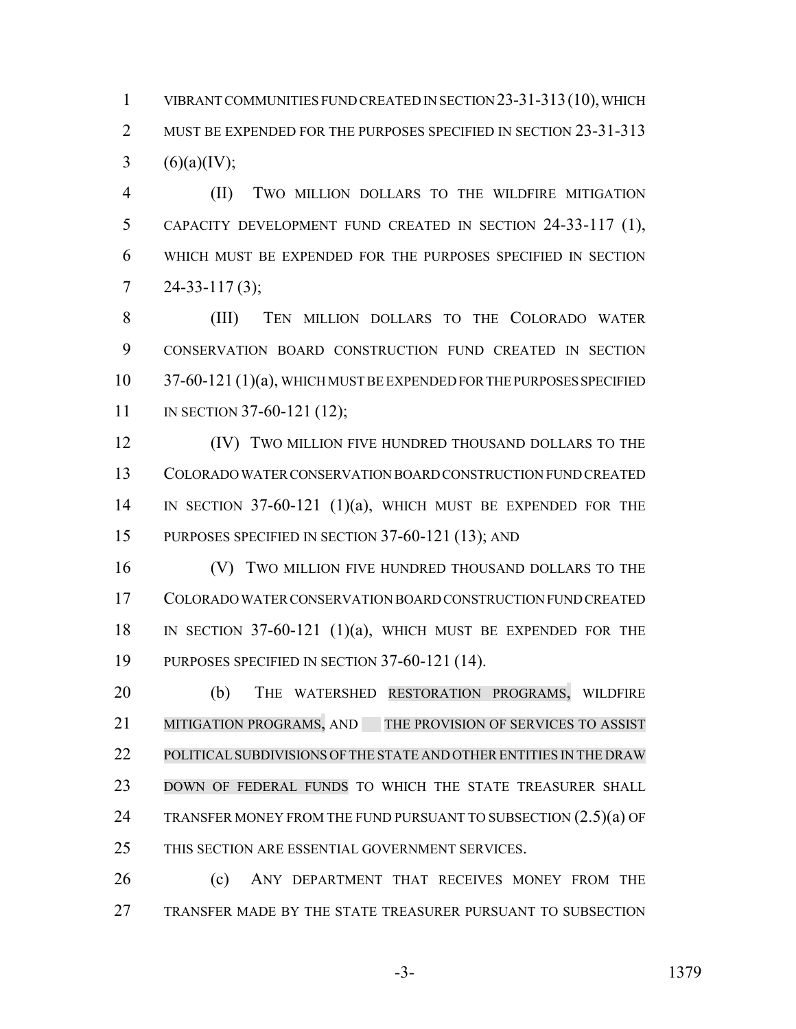VIBRANT COMMUNITIES FUND CREATED IN SECTION 23-31-313 (10), WHICH MUST BE EXPENDED FOR THE PURPOSES SPECIFIED IN SECTION 23-31-313 (6)(a)(IV);

(II) TWO MILLION DOLLARS TO THE WILDFIRE MITIGATION CAPACITY DEVELOPMENT FUND CREATED IN SECTION 24-33-117 (1), WHICH MUST BE EXPENDED FOR THE PURPOSES SPECIFIED IN SECTION 24-33-117 (3);

(III) TEN MILLION DOLLARS TO THE COLORADO WATER CONSERVATION BOARD CONSTRUCTION FUND CREATED IN SECTION 37-60-121 (1)(a), WHICH MUST BE EXPENDED FOR THE PURPOSES SPECIFIED IN SECTION 37-60-121 (12);

(IV) TWO MILLION FIVE HUNDRED THOUSAND DOLLARS TO THE COLORADO WATER CONSERVATION BOARD CONSTRUCTION FUND CREATED IN SECTION 37-60-121 (1)(a), WHICH MUST BE EXPENDED FOR THE PURPOSES SPECIFIED IN SECTION 37-60-121 (13); AND

(V) TWO MILLION FIVE HUNDRED THOUSAND DOLLARS TO THE COLORADO WATER CONSERVATION BOARD CONSTRUCTION FUND CREATED IN SECTION 37-60-121 (1)(a), WHICH MUST BE EXPENDED FOR THE PURPOSES SPECIFIED IN SECTION 37-60-121 (14).

(b) THE WATERSHED RESTORATION PROGRAMS, WILDFIRE MITIGATION PROGRAMS, AND THE PROVISION OF SERVICES TO ASSIST POLITICAL SUBDIVISIONS OF THE STATE AND OTHER ENTITIES IN THE DRAW DOWN OF FEDERAL FUNDS TO WHICH THE STATE TREASURER SHALL TRANSFER MONEY FROM THE FUND PURSUANT TO SUBSECTION (2.5)(a) OF THIS SECTION ARE ESSENTIAL GOVERNMENT SERVICES.

(c) ANY DEPARTMENT THAT RECEIVES MONEY FROM THE TRANSFER MADE BY THE STATE TREASURER PURSUANT TO SUBSECTION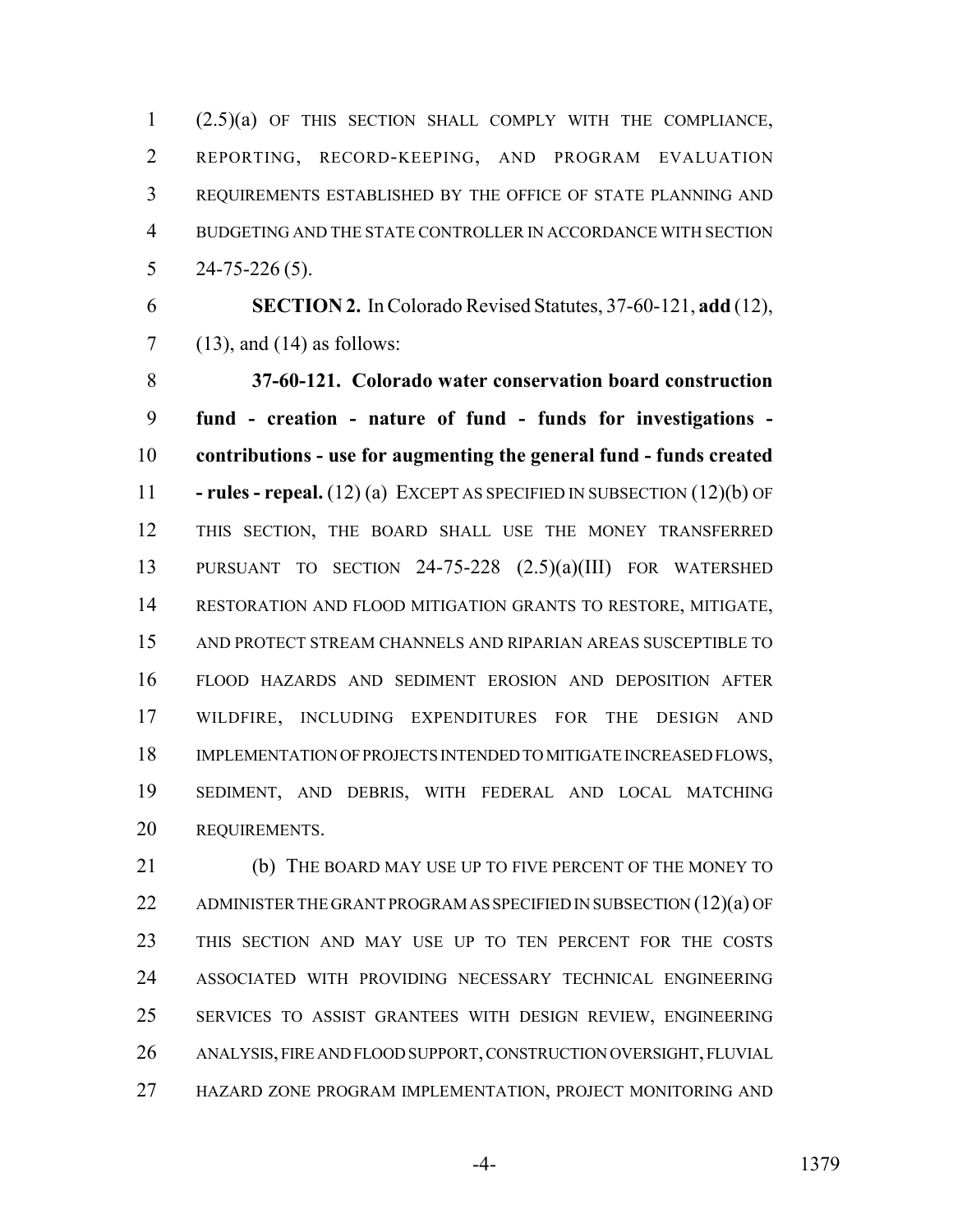(2.5)(a) OF THIS SECTION SHALL COMPLY WITH THE COMPLIANCE, REPORTING, RECORD-KEEPING, AND PROGRAM EVALUATION REQUIREMENTS ESTABLISHED BY THE OFFICE OF STATE PLANNING AND BUDGETING AND THE STATE CONTROLLER IN ACCORDANCE WITH SECTION 24-75-226 (5).

**SECTION 2.** In Colorado Revised Statutes, 37-60-121, **add** (12), (13), and (14) as follows:

**37-60-121. Colorado water conservation board construction fund - creation - nature of fund - funds for investigations - contributions - use for augmenting the general fund - funds created - rules - repeal.** (12) (a) EXCEPT AS SPECIFIED IN SUBSECTION (12)(b) OF THIS SECTION, THE BOARD SHALL USE THE MONEY TRANSFERRED PURSUANT TO SECTION 24-75-228 (2.5)(a)(III) FOR WATERSHED RESTORATION AND FLOOD MITIGATION GRANTS TO RESTORE, MITIGATE, AND PROTECT STREAM CHANNELS AND RIPARIAN AREAS SUSCEPTIBLE TO FLOOD HAZARDS AND SEDIMENT EROSION AND DEPOSITION AFTER WILDFIRE, INCLUDING EXPENDITURES FOR THE DESIGN AND IMPLEMENTATION OF PROJECTS INTENDED TO MITIGATE INCREASED FLOWS, SEDIMENT, AND DEBRIS, WITH FEDERAL AND LOCAL MATCHING REQUIREMENTS.

(b) THE BOARD MAY USE UP TO FIVE PERCENT OF THE MONEY TO ADMINISTER THE GRANT PROGRAM AS SPECIFIED IN SUBSECTION (12)(a) OF THIS SECTION AND MAY USE UP TO TEN PERCENT FOR THE COSTS ASSOCIATED WITH PROVIDING NECESSARY TECHNICAL ENGINEERING SERVICES TO ASSIST GRANTEES WITH DESIGN REVIEW, ENGINEERING ANALYSIS, FIRE AND FLOOD SUPPORT, CONSTRUCTION OVERSIGHT, FLUVIAL HAZARD ZONE PROGRAM IMPLEMENTATION, PROJECT MONITORING AND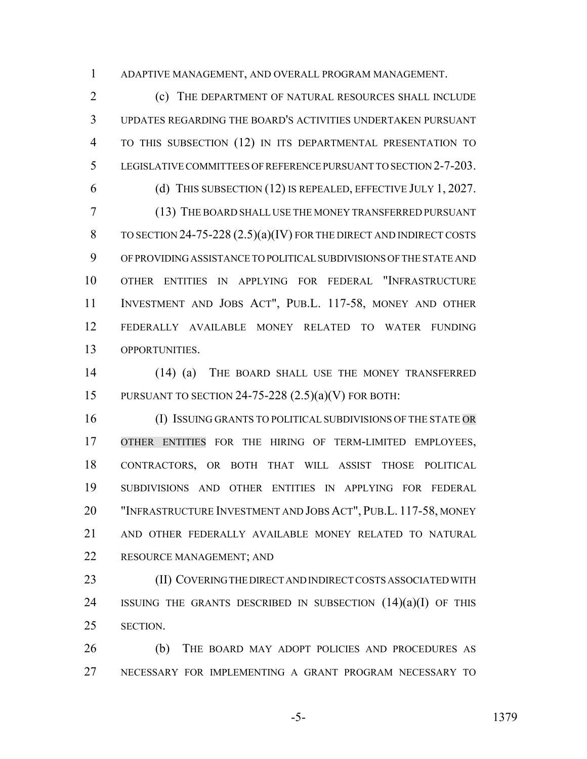ADAPTIVE MANAGEMENT, AND OVERALL PROGRAM MANAGEMENT.

(c) THE DEPARTMENT OF NATURAL RESOURCES SHALL INCLUDE UPDATES REGARDING THE BOARD'S ACTIVITIES UNDERTAKEN PURSUANT TO THIS SUBSECTION (12) IN ITS DEPARTMENTAL PRESENTATION TO LEGISLATIVE COMMITTEES OF REFERENCE PURSUANT TO SECTION 2-7-203.

(d) THIS SUBSECTION (12) IS REPEALED, EFFECTIVE JULY 1, 2027.

(13) THE BOARD SHALL USE THE MONEY TRANSFERRED PURSUANT TO SECTION 24-75-228 (2.5)(a)(IV) FOR THE DIRECT AND INDIRECT COSTS OF PROVIDING ASSISTANCE TO POLITICAL SUBDIVISIONS OF THE STATE AND OTHER ENTITIES IN APPLYING FOR FEDERAL "INFRASTRUCTURE INVESTMENT AND JOBS ACT", PUB.L. 117-58, MONEY AND OTHER FEDERALLY AVAILABLE MONEY RELATED TO WATER FUNDING OPPORTUNITIES.

(14) (a) THE BOARD SHALL USE THE MONEY TRANSFERRED PURSUANT TO SECTION 24-75-228 (2.5)(a)(V) FOR BOTH:

(I) ISSUING GRANTS TO POLITICAL SUBDIVISIONS OF THE STATE OR OTHER ENTITIES FOR THE HIRING OF TERM-LIMITED EMPLOYEES, CONTRACTORS, OR BOTH THAT WILL ASSIST THOSE POLITICAL SUBDIVISIONS AND OTHER ENTITIES IN APPLYING FOR FEDERAL "INFRASTRUCTURE INVESTMENT AND JOBS ACT", PUB.L. 117-58, MONEY AND OTHER FEDERALLY AVAILABLE MONEY RELATED TO NATURAL RESOURCE MANAGEMENT; AND

(II) COVERING THE DIRECT AND INDIRECT COSTS ASSOCIATED WITH ISSUING THE GRANTS DESCRIBED IN SUBSECTION (14)(a)(I) OF THIS SECTION.

(b) THE BOARD MAY ADOPT POLICIES AND PROCEDURES AS NECESSARY FOR IMPLEMENTING A GRANT PROGRAM NECESSARY TO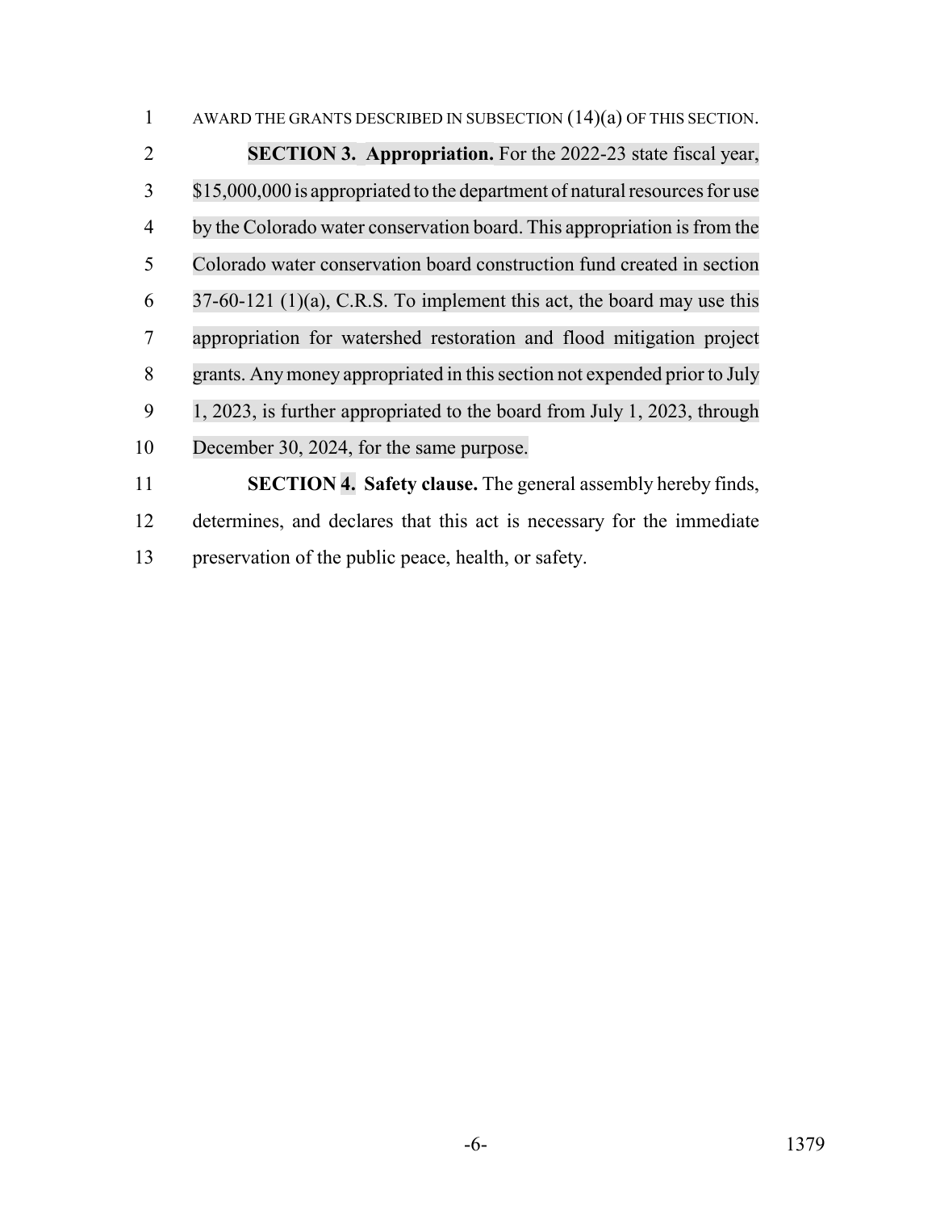AWARD THE GRANTS DESCRIBED IN SUBSECTION (14)(a) OF THIS SECTION.

**SECTION 3. Appropriation.** For the 2022-23 state fiscal year, $15,000,000 is appropriated to the department of natural resources for use by the Colorado water conservation board. This appropriation is from the Colorado water conservation board construction fund created in section 37-60-121 (1)(a), C.R.S. To implement this act, the board may use this appropriation for watershed restoration and flood mitigation project grants. Any money appropriated in this section not expended prior to July 1, 2023, is further appropriated to the board from July 1, 2023, through December 30, 2024, for the same purpose.

**SECTION 4. Safety clause.** The general assembly hereby finds, determines, and declares that this act is necessary for the immediate preservation of the public peace, health, or safety.